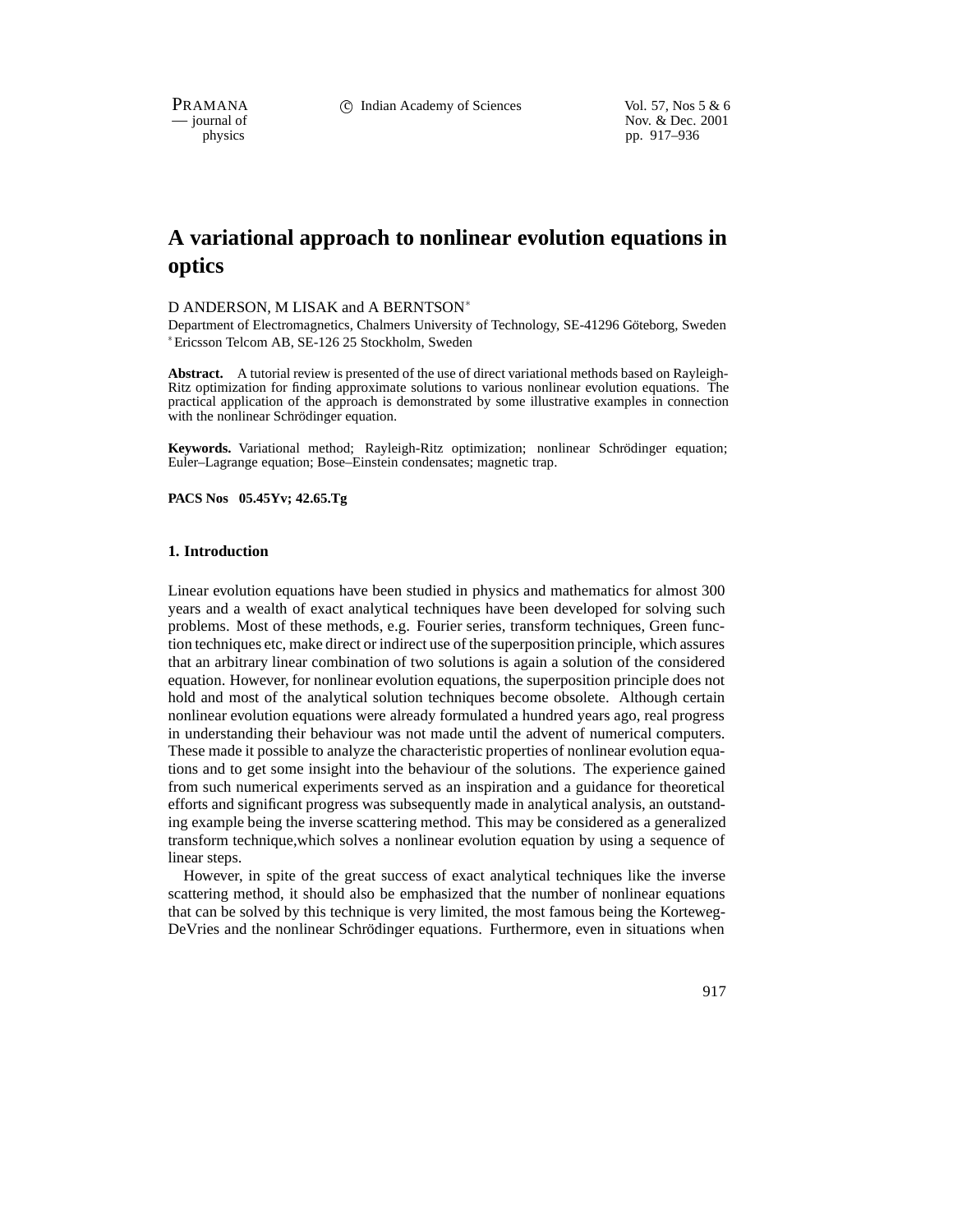# A variational approach to nonlinear evolution equations in optics

D ANDERSON, M LISAK and A BERNTSON*

Department of Electromagnetics, Chalmers University of Technology, SE-41296 Göteborg, Sweden
*Ericsson Telcom AB, SE-126 25 Stockholm, Sweden

**Abstract.** A tutorial review is presented of the use of direct variational methods based on Rayleigh-Ritz optimization for finding approximate solutions to various nonlinear evolution equations. The practical application of the approach is demonstrated by some illustrative examples in connection with the nonlinear Schrödinger equation.

**Keywords.** Variational method; Rayleigh-Ritz optimization; nonlinear Schrödinger equation; Euler–Lagrange equation; Bose–Einstein condensates; magnetic trap.

**PACS Nos 05.45Yv; 42.65.Tg**

## 1. Introduction

Linear evolution equations have been studied in physics and mathematics for almost 300 years and a wealth of exact analytical techniques have been developed for solving such problems. Most of these methods, e.g. Fourier series, transform techniques, Green function techniques etc, make direct or indirect use of the superposition principle, which assures that an arbitrary linear combination of two solutions is again a solution of the considered equation. However, for nonlinear evolution equations, the superposition principle does not hold and most of the analytical solution techniques become obsolete. Although certain nonlinear evolution equations were already formulated a hundred years ago, real progress in understanding their behaviour was not made until the advent of numerical computers. These made it possible to analyze the characteristic properties of nonlinear evolution equations and to get some insight into the behaviour of the solutions. The experience gained from such numerical experiments served as an inspiration and a guidance for theoretical efforts and significant progress was subsequently made in analytical analysis, an outstanding example being the inverse scattering method. This may be considered as a generalized transform technique,which solves a nonlinear evolution equation by using a sequence of linear steps.

However, in spite of the great success of exact analytical techniques like the inverse scattering method, it should also be emphasized that the number of nonlinear equations that can be solved by this technique is very limited, the most famous being the Korteweg-DeVries and the nonlinear Schrödinger equations. Furthermore, even in situations when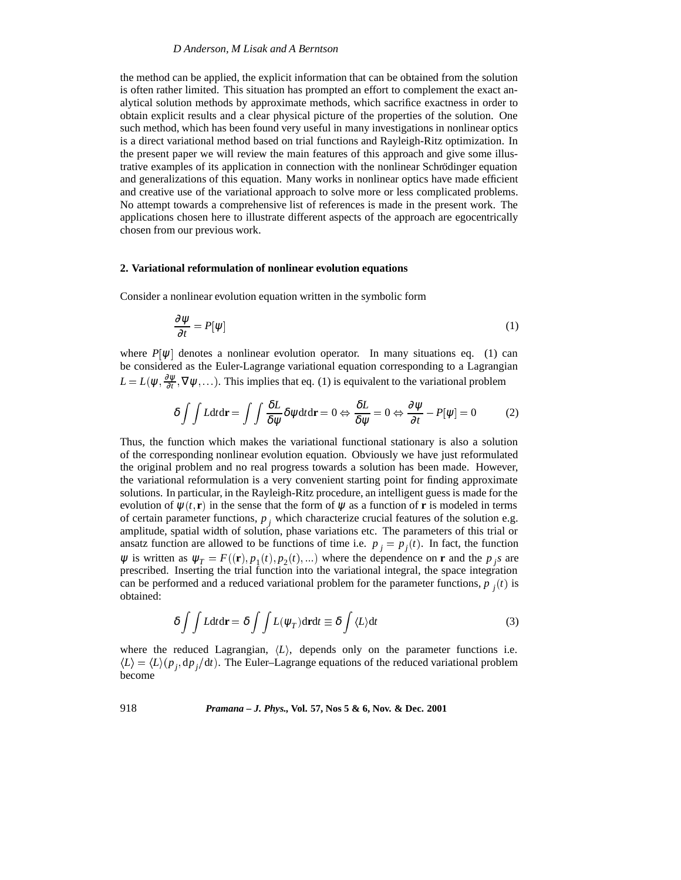the method can be applied, the explicit information that can be obtained from the solution is often rather limited. This situation has prompted an effort to complement the exact analytical solution methods by approximate methods, which sacrifice exactness in order to obtain explicit results and a clear physical picture of the properties of the solution. One such method, which has been found very useful in many investigations in nonlinear optics is a direct variational method based on trial functions and Rayleigh-Ritz optimization. In the present paper we will review the main features of this approach and give some illustrative examples of its application in connection with the nonlinear Schrödinger equation and generalizations of this equation. Many works in nonlinear optics have made efficient and creative use of the variational approach to solve more or less complicated problems. No attempt towards a comprehensive list of references is made in the present work. The applications chosen here to illustrate different aspects of the approach are egocentrically chosen from our previous work.

## 2. Variational reformulation of nonlinear evolution equations

Consider a nonlinear evolution equation written in the symbolic form

$$\frac{\partial \psi}{\partial t} = P[\psi] \tag{1}$$

where $P[\psi]$ denotes a nonlinear evolution operator. In many situations eq. (1) can be considered as the Euler-Lagrange variational equation corresponding to a Lagrangian $L = L(\psi, \frac{\partial \psi}{\partial t}, \nabla\psi, \ldots)$. This implies that eq. (1) is equivalent to the variational problem

$$\delta \int\int L \mathrm{d}t \mathrm{d}\mathbf{r} = \int\int \frac{\delta L}{\delta \psi} \delta\psi \mathrm{d}t \mathrm{d}\mathbf{r} = 0 \Leftrightarrow \frac{\delta L}{\delta \psi} = 0 \Leftrightarrow \frac{\partial \psi}{\partial t} - P[\psi] = 0 \tag{2}$$

Thus, the function which makes the variational functional stationary is also a solution of the corresponding nonlinear evolution equation. Obviously we have just reformulated the original problem and no real progress towards a solution has been made. However, the variational reformulation is a very convenient starting point for finding approximate solutions. In particular, in the Rayleigh-Ritz procedure, an intelligent guess is made for the evolution of $\psi(t, \mathbf{r})$ in the sense that the form of $\psi$ as a function of $\mathbf{r}$ is modeled in terms of certain parameter functions, $p_j$ which characterize crucial features of the solution e.g. amplitude, spatial width of solution, phase variations etc. The parameters of this trial or ansatz function are allowed to be functions of time i.e. $p_j = p_j(t)$. In fact, the function $\psi$ is written as $\psi_T = F((\mathbf{r}), p_1(t), p_2(t), \ldots)$ where the dependence on $\mathbf{r}$ and the $p_j$s are prescribed. Inserting the trial function into the variational integral, the space integration can be performed and a reduced variational problem for the parameter functions, $p_j(t)$ is obtained:

$$\delta \int\int L \mathrm{d}t \mathrm{d}\mathbf{r} = \delta \int\int L(\psi_T) \mathrm{d}\mathbf{r} \mathrm{d}t \equiv \delta \int \langle L \rangle \mathrm{d}t \tag{3}$$

where the reduced Lagrangian, $\langle L \rangle$, depends only on the parameter functions i.e. $\langle L \rangle = \langle L \rangle (p_j, \mathrm{d}p_j/\mathrm{d}t)$. The Euler–Lagrange equations of the reduced variational problem become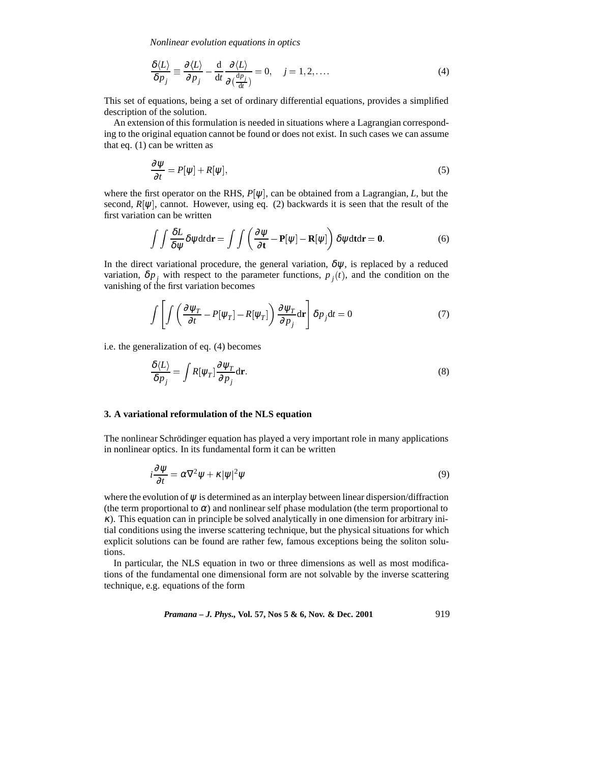$$\frac{\delta\langle L\rangle}{\delta p_j} \equiv \frac{\partial\langle L\rangle}{\partial p_j} - \frac{\mathrm{d}}{\mathrm{d}t}\frac{\partial\langle L\rangle}{\partial\left(\frac{\mathrm{d}p_j}{\mathrm{d}t}\right)} = 0, \quad j = 1,2,\ldots. \tag{4}$$

This set of equations, being a set of ordinary differential equations, provides a simplified description of the solution.

An extension of this formulation is needed in situations where a Lagrangian corresponding to the original equation cannot be found or does not exist. In such cases we can assume that eq. (1) can be written as

$$\frac{\partial\psi}{\partial t} = P[\psi] + R[\psi], \tag{5}$$

where the first operator on the RHS, $P[\psi]$, can be obtained from a Lagrangian, $L$, but the second, $R[\psi]$, cannot. However, using eq. (2) backwards it is seen that the result of the first variation can be written

$$\int\int \frac{\delta L}{\delta\psi}\delta\psi \mathrm{d}t\mathrm{d}\mathbf{r} = \int\int\left(\frac{\partial\psi}{\partial\mathbf{t}} - \mathbf{P}[\psi] - \mathbf{R}[\psi]\right)\delta\psi\mathrm{d}\mathbf{t}\mathrm{d}\mathbf{r} = \mathbf{0}. \tag{6}$$

In the direct variational procedure, the general variation, $\delta\psi$, is replaced by a reduced variation, $\delta p_j$ with respect to the parameter functions, $p_j(t)$, and the condition on the vanishing of the first variation becomes

$$\int\left[\int\left(\frac{\partial\psi_T}{\partial t} - P[\psi_T] - R[\psi_T]\right)\frac{\partial\psi_T}{\partial p_j}\mathrm{d}\mathbf{r}\right]\delta p_j \mathrm{d}t = 0 \tag{7}$$

i.e. the generalization of eq. (4) becomes

$$\frac{\delta\langle L\rangle}{\delta p_j} = \int R[\psi_T]\frac{\partial\psi_T}{\partial p_j}\mathrm{d}\mathbf{r}. \tag{8}$$

## 3. A variational reformulation of the NLS equation

The nonlinear Schrödinger equation has played a very important role in many applications in nonlinear optics. In its fundamental form it can be written

$$i\frac{\partial\psi}{\partial t} = \alpha\nabla^2\psi + \kappa|\psi|^2\psi \tag{9}$$

where the evolution of $\psi$ is determined as an interplay between linear dispersion/diffraction (the term proportional to $\alpha$) and nonlinear self phase modulation (the term proportional to $\kappa$). This equation can in principle be solved analytically in one dimension for arbitrary initial conditions using the inverse scattering technique, but the physical situations for which explicit solutions can be found are rather few, famous exceptions being the soliton solutions.

In particular, the NLS equation in two or three dimensions as well as most modifications of the fundamental one dimensional form are not solvable by the inverse scattering technique, e.g. equations of the form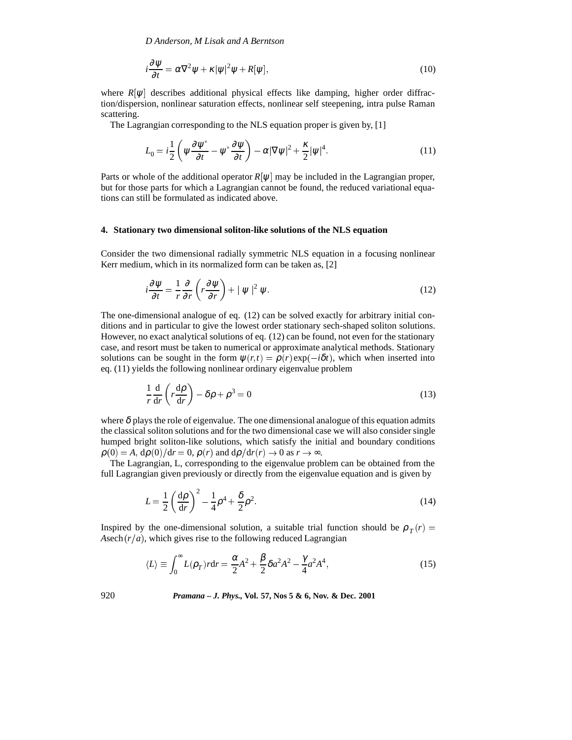$$i\frac{\partial\psi}{\partial t} = \alpha\nabla^2\psi + \kappa|\psi|^2\psi + R[\psi], \tag{10}$$

where $R[\psi]$ describes additional physical effects like damping, higher order diffraction/dispersion, nonlinear saturation effects, nonlinear self steepening, intra pulse Raman scattering.

The Lagrangian corresponding to the NLS equation proper is given by, [1]

$$L_0 = i\frac{1}{2}\left(\psi\frac{\partial\psi^*}{\partial t} - \psi^*\frac{\partial\psi}{\partial t}\right) - \alpha|\nabla\psi|^2 + \frac{\kappa}{2}|\psi|^4. \tag{11}$$

Parts or whole of the additional operator $R[\psi]$ may be included in the Lagrangian proper, but for those parts for which a Lagrangian cannot be found, the reduced variational equations can still be formulated as indicated above.

## 4. Stationary two dimensional soliton-like solutions of the NLS equation

Consider the two dimensional radially symmetric NLS equation in a focusing nonlinear Kerr medium, which in its normalized form can be taken as, [2]

$$i\frac{\partial\psi}{\partial t} = \frac{1}{r}\frac{\partial}{\partial r}\left(r\frac{\partial\psi}{\partial r}\right) + |\psi|^2\psi. \tag{12}$$

The one-dimensional analogue of eq. (12) can be solved exactly for arbitrary initial conditions and in particular to give the lowest order stationary sech-shaped soliton solutions. However, no exact analytical solutions of eq. (12) can be found, not even for the stationary case, and resort must be taken to numerical or approximate analytical methods. Stationary solutions can be sought in the form $\psi(r,t) = \rho(r)\exp(-i\delta t)$, which when inserted into eq. (11) yields the following nonlinear ordinary eigenvalue problem

$$\frac{1}{r}\frac{\mathrm{d}}{\mathrm{d}r}\left(r\frac{\mathrm{d}\rho}{\mathrm{d}r}\right) - \delta\rho + \rho^3 = 0 \tag{13}$$

where $\delta$ plays the role of eigenvalue. The one dimensional analogue of this equation admits the classical soliton solutions and for the two dimensional case we will also consider single humped bright soliton-like solutions, which satisfy the initial and boundary conditions $\rho(0) = A$, $\mathrm{d}\rho(0)/\mathrm{d}r = 0$, $\rho(r)$ and $\mathrm{d}\rho/\mathrm{d}r(r) \to 0$ as $r \to \infty$.

The Lagrangian, L, corresponding to the eigenvalue problem can be obtained from the full Lagrangian given previously or directly from the eigenvalue equation and is given by

$$L = \frac{1}{2}\left(\frac{\mathrm{d}\rho}{\mathrm{d}r}\right)^2 - \frac{1}{4}\rho^4 + \frac{\delta}{2}\rho^2. \tag{14}$$

Inspired by the one-dimensional solution, a suitable trial function should be $\rho_T(r) = A\operatorname{sech}(r/a)$, which gives rise to the following reduced Lagrangian

$$\langle L\rangle \equiv \int_0^\infty L(\rho_T)r\mathrm{d}r = \frac{\alpha}{2}A^2 + \frac{\beta}{2}\delta a^2A^2 - \frac{\gamma}{4}a^2A^4, \tag{15}$$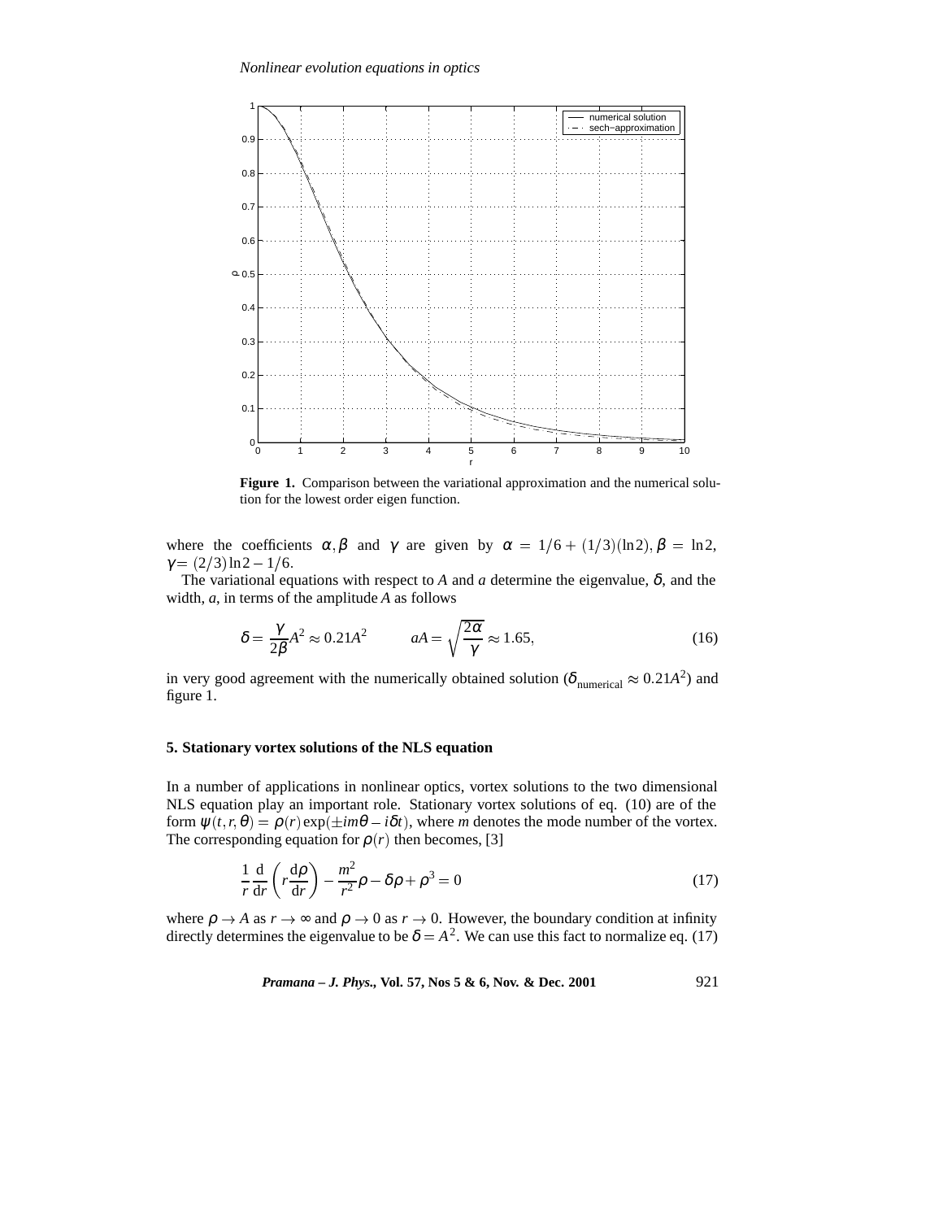**Figure 1.** Comparison between the variational approximation and the numerical solution for the lowest order eigen function.

where the coefficients $\alpha, \beta$ and $\gamma$ are given by $\alpha = 1/6 + (1/3)(\ln 2)$, $\beta = \ln 2$, $\gamma = (2/3)\ln 2 - 1/6$.

The variational equations with respect to $A$ and $a$ determine the eigenvalue, $\delta$, and the width, $a$, in terms of the amplitude $A$ as follows

$$\delta = \frac{\gamma}{2\beta} A^2 \approx 0.21 A^2 \qquad aA = \sqrt{\frac{2\alpha}{\gamma}} \approx 1.65, \tag{16}$$

in very good agreement with the numerically obtained solution ($\delta_{\text{numerical}} \approx 0.21 A^2$) and figure 1.

## 5. Stationary vortex solutions of the NLS equation

In a number of applications in nonlinear optics, vortex solutions to the two dimensional NLS equation play an important role. Stationary vortex solutions of eq. (10) are of the form $\psi(t, r, \theta) = \rho(r) \exp(\pm i m \theta - i \delta t)$, where $m$ denotes the mode number of the vortex. The corresponding equation for $\rho(r)$ then becomes, [3]

$$\frac{1}{r} \frac{\mathrm{d}}{\mathrm{d}r} \left( r \frac{\mathrm{d}\rho}{\mathrm{d}r} \right) - \frac{m^2}{r^2} \rho - \delta \rho + \rho^3 = 0 \tag{17}$$

where $\rho \to A$ as $r \to \infty$ and $\rho \to 0$ as $r \to 0$. However, the boundary condition at infinity directly determines the eigenvalue to be $\delta = A^2$. We can use this fact to normalize eq. (17)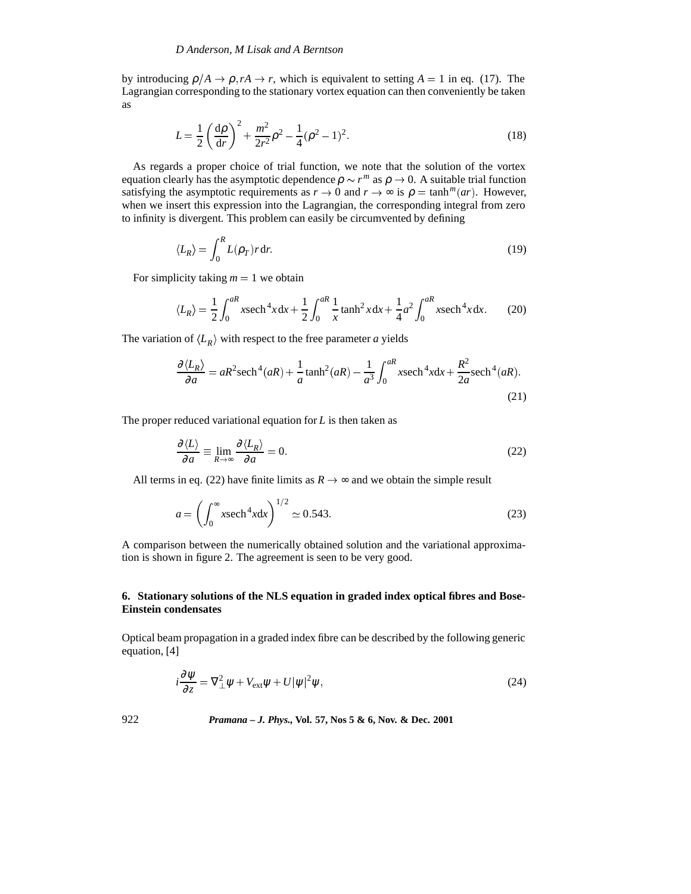by introducing $\rho/A \to \rho, rA \to r$, which is equivalent to setting $A = 1$ in eq. (17). The Lagrangian corresponding to the stationary vortex equation can then conveniently be taken as

$$L = \frac{1}{2}\left(\frac{\mathrm{d}\rho}{\mathrm{d}r}\right)^2 + \frac{m^2}{2r^2}\rho^2 - \frac{1}{4}(\rho^2-1)^2. \tag{18}$$

As regards a proper choice of trial function, we note that the solution of the vortex equation clearly has the asymptotic dependence $\rho \sim r^m$ as $\rho \to 0$. A suitable trial function satisfying the asymptotic requirements as $r \to 0$ and $r \to \infty$ is $\rho = \tanh^m(ar)$. However, when we insert this expression into the Lagrangian, the corresponding integral from zero to infinity is divergent. This problem can easily be circumvented by defining

$$\langle L_R \rangle = \int_0^R L(\rho_T) r\,\mathrm{d}r. \tag{19}$$

For simplicity taking $m = 1$ we obtain

$$\langle L_R \rangle = \frac{1}{2}\int_0^{aR} x\mathrm{sech}^4 x\,\mathrm{d}x + \frac{1}{2}\int_0^{aR}\frac{1}{x}\tanh^2 x\,\mathrm{d}x + \frac{1}{4}a^2\int_0^{aR} x\mathrm{sech}^4 x\,\mathrm{d}x. \tag{20}$$

The variation of $\langle L_R \rangle$ with respect to the free parameter $a$ yields

$$\frac{\partial\langle L_R\rangle}{\partial a} = aR^2\mathrm{sech}^4(aR) + \frac{1}{a}\tanh^2(aR) - \frac{1}{a^3}\int_0^{aR} x\mathrm{sech}^4 x\mathrm{d}x + \frac{R^2}{2a}\mathrm{sech}^4(aR). \tag{21}$$

The proper reduced variational equation for $L$ is then taken as

$$\frac{\partial\langle L\rangle}{\partial a} \equiv \lim_{R\to\infty}\frac{\partial\langle L_R\rangle}{\partial a} = 0. \tag{22}$$

All terms in eq. (22) have finite limits as $R \to \infty$ and we obtain the simple result

$$a = \left(\int_0^\infty x\mathrm{sech}^4 x\mathrm{d}x\right)^{1/2} \simeq 0.543. \tag{23}$$

A comparison between the numerically obtained solution and the variational approximation is shown in figure 2. The agreement is seen to be very good.

## 6. Stationary solutions of the NLS equation in graded index optical fibres and Bose-Einstein condensates

Optical beam propagation in a graded index fibre can be described by the following generic equation, [4]

$$i\frac{\partial\psi}{\partial z} = \nabla_\perp^2\psi + V_{\mathrm{ext}}\psi + U|\psi|^2\psi, \tag{24}$$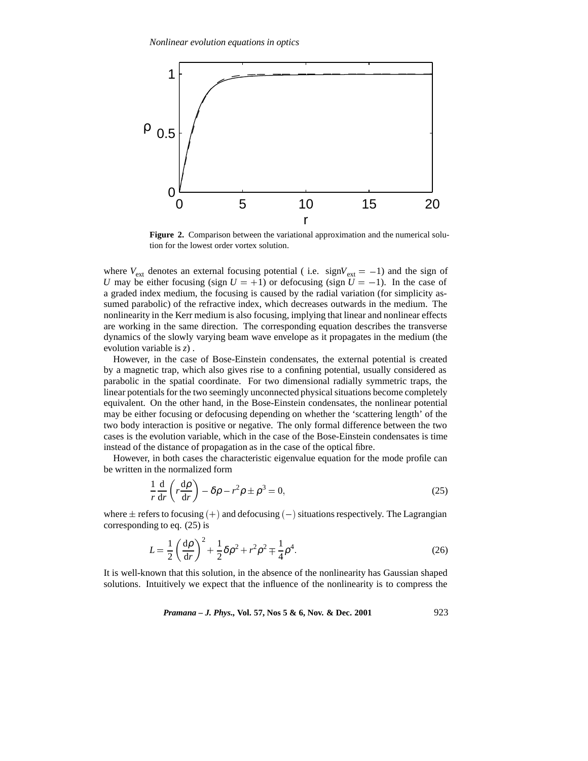**Figure 2.** Comparison between the variational approximation and the numerical solution for the lowest order vortex solution.

where $V_{\text{ext}}$ denotes an external focusing potential ( i.e. $\text{sign}V_{\text{ext}} = -1$) and the sign of $U$ may be either focusing (sign $U = +1$) or defocusing (sign $U = -1$). In the case of a graded index medium, the focusing is caused by the radial variation (for simplicity assumed parabolic) of the refractive index, which decreases outwards in the medium. The nonlinearity in the Kerr medium is also focusing, implying that linear and nonlinear effects are working in the same direction. The corresponding equation describes the transverse dynamics of the slowly varying beam wave envelope as it propagates in the medium (the evolution variable is $z$) .

However, in the case of Bose-Einstein condensates, the external potential is created by a magnetic trap, which also gives rise to a confining potential, usually considered as parabolic in the spatial coordinate. For two dimensional radially symmetric traps, the linear potentials for the two seemingly unconnected physical situations become completely equivalent. On the other hand, in the Bose-Einstein condensates, the nonlinear potential may be either focusing or defocusing depending on whether the 'scattering length' of the two body interaction is positive or negative. The only formal difference between the two cases is the evolution variable, which in the case of the Bose-Einstein condensates is time instead of the distance of propagation as in the case of the optical fibre.

However, in both cases the characteristic eigenvalue equation for the mode profile can be written in the normalized form

$$\frac{1}{r}\frac{\mathrm{d}}{\mathrm{d}r}\left(r\frac{\mathrm{d}\rho}{\mathrm{d}r}\right) - \delta\rho - r^2\rho \pm \rho^3 = 0, \tag{25}$$

where $\pm$ refers to focusing $(+)$ and defocusing $(-)$ situations respectively. The Lagrangian corresponding to eq. (25) is

$$L = \frac{1}{2}\left(\frac{\mathrm{d}\rho}{\mathrm{d}r}\right)^2 + \frac{1}{2}\delta\rho^2 + r^2\rho^2 \mp \frac{1}{4}\rho^4. \tag{26}$$

It is well-known that this solution, in the absence of the nonlinearity has Gaussian shaped solutions. Intuitively we expect that the influence of the nonlinearity is to compress the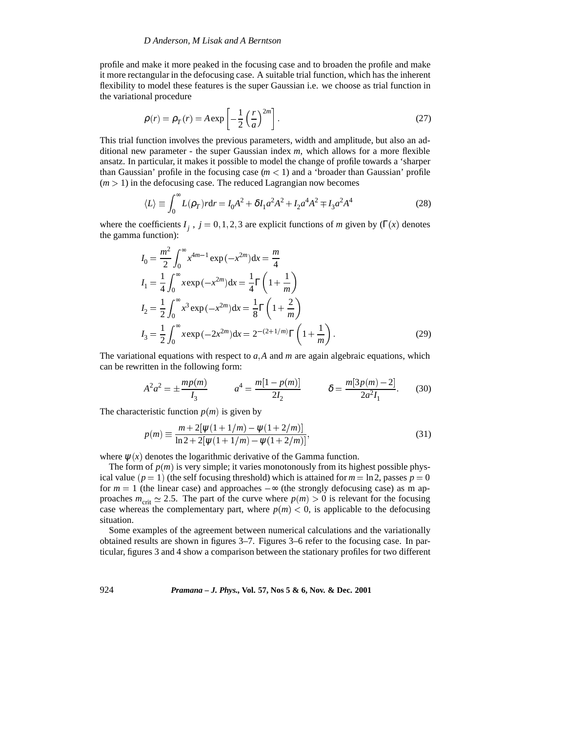profile and make it more peaked in the focusing case and to broaden the profile and make it more rectangular in the defocusing case. A suitable trial function, which has the inherent flexibility to model these features is the super Gaussian i.e. we choose as trial function in the variational procedure

$$\rho(r) = \rho_T(r) = A\exp\left[-\frac{1}{2}\left(\frac{r}{a}\right)^{2m}\right]. \tag{27}$$

This trial function involves the previous parameters, width and amplitude, but also an additional new parameter - the super Gaussian index $m$, which allows for a more flexible ansatz. In particular, it makes it possible to model the change of profile towards a 'sharper than Gaussian' profile in the focusing case ($m < 1$) and a 'broader than Gaussian' profile ($m > 1$) in the defocusing case. The reduced Lagrangian now becomes

$$\langle L\rangle \equiv \int_0^\infty L(\rho_T)r\mathrm{d}r = I_0A^2 + \delta I_1a^2A^2 + I_2a^4A^2 \mp I_3a^2A^4 \tag{28}$$

where the coefficients $I_j$ , $j = 0, 1, 2, 3$ are explicit functions of $m$ given by ($\Gamma(x)$ denotes the gamma function):

$$\begin{aligned}
I_0 &= \frac{m^2}{2}\int_0^\infty x^{4m-1}\exp(-x^{2m})\mathrm{d}x = \frac{m}{4}\\
I_1 &= \frac{1}{4}\int_0^\infty x\exp(-x^{2m})\mathrm{d}x = \frac{1}{4}\Gamma\left(1+\frac{1}{m}\right)\\
I_2 &= \frac{1}{2}\int_0^\infty x^3\exp(-x^{2m})\mathrm{d}x = \frac{1}{8}\Gamma\left(1+\frac{2}{m}\right)\\
I_3 &= \frac{1}{2}\int_0^\infty x\exp(-2x^{2m})\mathrm{d}x = 2^{-(2+1/m)}\Gamma\left(1+\frac{1}{m}\right).
\end{aligned} \tag{29}$$

The variational equations with respect to $a, A$ and $m$ are again algebraic equations, which can be rewritten in the following form:

$$A^2a^2 = \pm\frac{mp(m)}{I_3} \qquad a^4 = \frac{m[1-p(m)]}{2I_2} \qquad \delta = \frac{m[3p(m)-2]}{2a^2I_1}. \tag{30}$$

The characteristic function $p(m)$ is given by

$$p(m) \equiv \frac{m + 2[\psi(1+1/m) - \psi(1+2/m)]}{\ln 2 + 2[\psi(1+1/m) - \psi(1+2/m)]}, \tag{31}$$

where $\psi(x)$ denotes the logarithmic derivative of the Gamma function.

The form of $p(m)$ is very simple; it varies monotonously from its highest possible physical value ($p = 1$) (the self focusing threshold) which is attained for $m = \ln 2$, passes $p = 0$ for $m = 1$ (the linear case) and approaches $-\infty$ (the strongly defocusing case) as m approaches $m_{\text{crit}} \simeq 2.5$. The part of the curve where $p(m) > 0$ is relevant for the focusing case whereas the complementary part, where $p(m) < 0$, is applicable to the defocusing situation.

Some examples of the agreement between numerical calculations and the variationally obtained results are shown in figures 3–7. Figures 3–6 refer to the focusing case. In particular, figures 3 and 4 show a comparison between the stationary profiles for two different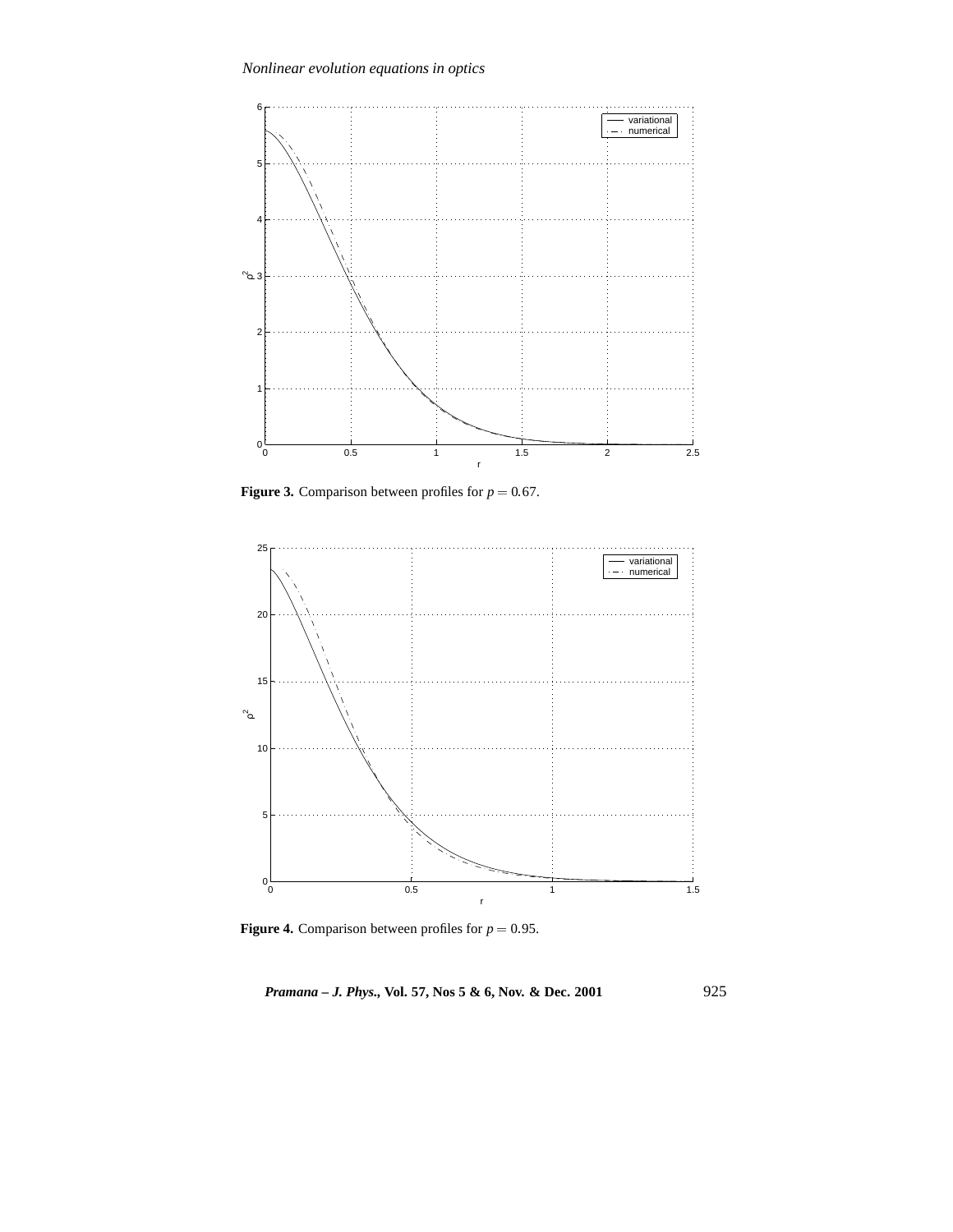**Figure 3.** Comparison between profiles for $p = 0.67$.

**Figure 4.** Comparison between profiles for $p = 0.95$.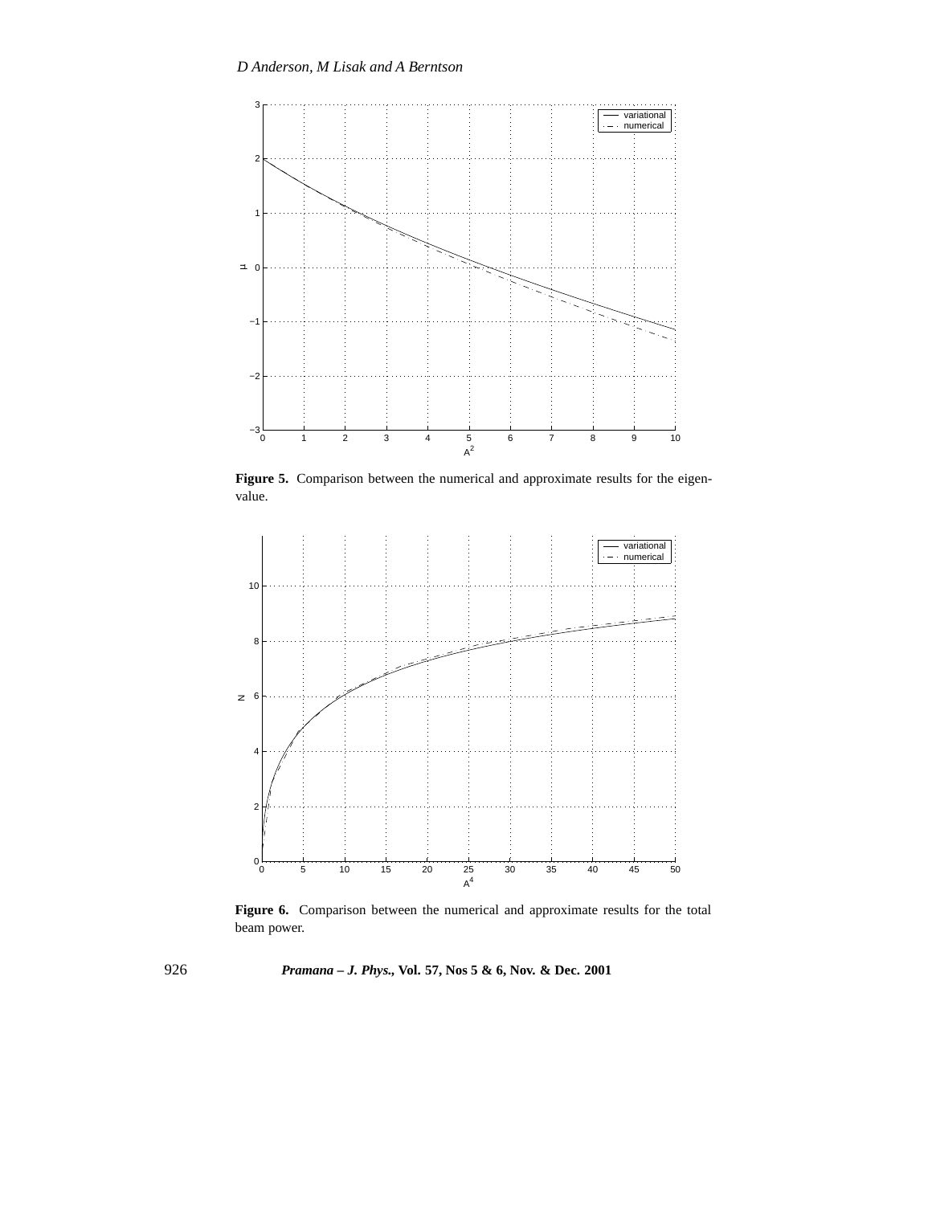**Figure 5.** Comparison between the numerical and approximate results for the eigenvalue.

**Figure 6.** Comparison between the numerical and approximate results for the total beam power.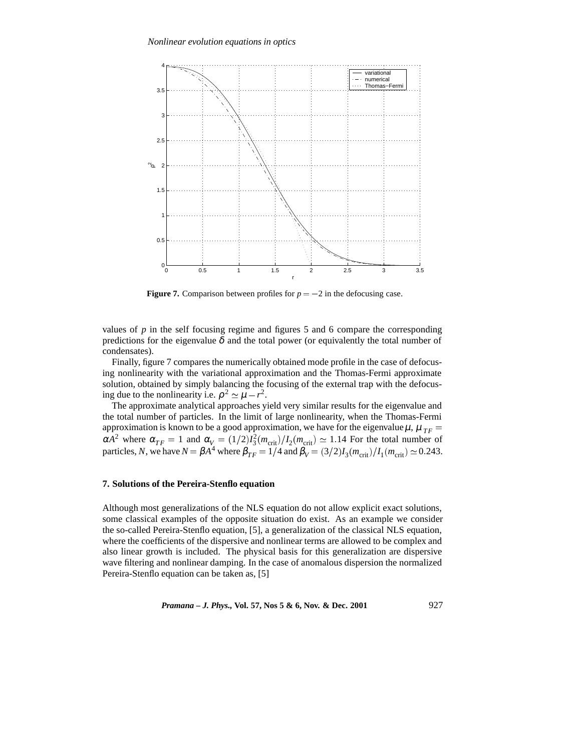**Figure 7.** Comparison between profiles for $p = -2$ in the defocusing case.

values of $p$ in the self focusing regime and figures 5 and 6 compare the corresponding predictions for the eigenvalue $\delta$ and the total power (or equivalently the total number of condensates).

Finally, figure 7 compares the numerically obtained mode profile in the case of defocusing nonlinearity with the variational approximation and the Thomas-Fermi approximate solution, obtained by simply balancing the focusing of the external trap with the defocusing due to the nonlinearity i.e. $\rho^2 \simeq \mu - r^2$.

The approximate analytical approaches yield very similar results for the eigenvalue and the total number of particles. In the limit of large nonlinearity, when the Thomas-Fermi approximation is known to be a good approximation, we have for the eigenvalue $\mu$, $\mu_{TF} = \alpha A^2$ where $\alpha_{TF} = 1$ and $\alpha_V = (1/2)I_3^2(m_{\text{crit}})/I_2(m_{\text{crit}}) \simeq 1.14$ For the total number of particles, $N$, we have $N = \beta A^4$ where $\beta_{TF} = 1/4$ and $\beta_V = (3/2)I_3(m_{\text{crit}})/I_1(m_{\text{crit}}) \simeq 0.243$.

## 7. Solutions of the Pereira-Stenflo equation

Although most generalizations of the NLS equation do not allow explicit exact solutions, some classical examples of the opposite situation do exist. As an example we consider the so-called Pereira-Stenflo equation, [5], a generalization of the classical NLS equation, where the coefficients of the dispersive and nonlinear terms are allowed to be complex and also linear growth is included. The physical basis for this generalization are dispersive wave filtering and nonlinear damping. In the case of anomalous dispersion the normalized Pereira-Stenflo equation can be taken as, [5]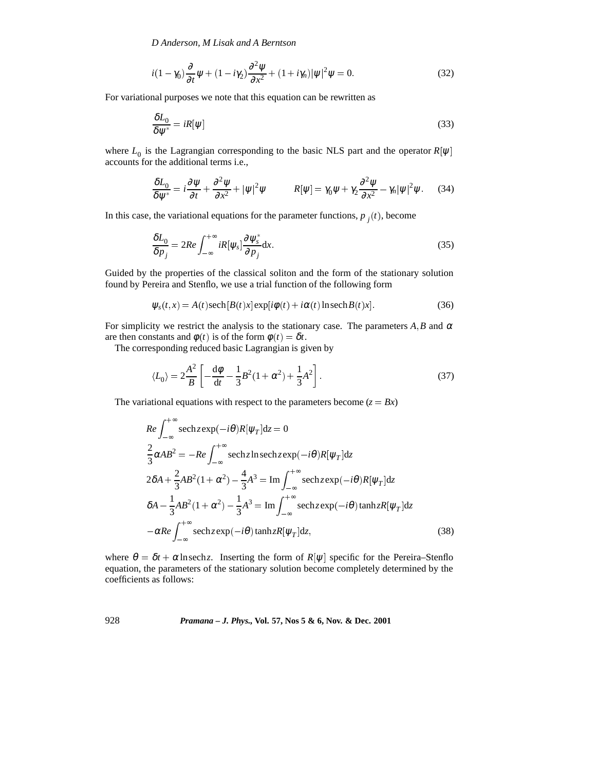$$i(1-\gamma_0)\frac{\partial}{\partial t}\psi + (1-i\gamma_2)\frac{\partial^2\psi}{\partial x^2} + (1+i\gamma_n)|\psi|^2\psi = 0. \tag{32}$$

For variational purposes we note that this equation can be rewritten as

$$\frac{\delta L_0}{\delta \psi^*} = iR[\psi] \tag{33}$$

where $L_0$ is the Lagrangian corresponding to the basic NLS part and the operator $R[\psi]$ accounts for the additional terms i.e.,

$$\frac{\delta L_0}{\delta \psi^*} = i\frac{\partial \psi}{\partial t} + \frac{\partial^2\psi}{\partial x^2} + |\psi|^2\psi \qquad R[\psi] = \gamma_0\psi + \gamma_2\frac{\partial^2\psi}{\partial x^2} - \gamma_n|\psi|^2\psi. \tag{34}$$

In this case, the variational equations for the parameter functions, $p_j(t)$, become

$$\frac{\delta L_0}{\delta p_j} = 2Re\int_{-\infty}^{+\infty} iR[\psi_s]\frac{\partial \psi_s^*}{\partial p_j}\mathrm{d}x. \tag{35}$$

Guided by the properties of the classical soliton and the form of the stationary solution found by Pereira and Stenflo, we use a trial function of the following form

$$\psi_s(t,x) = A(t)\,\mathrm{sech}[B(t)x]\exp[i\phi(t) + i\alpha(t)\ln\mathrm{sech}B(t)x]. \tag{36}$$

For simplicity we restrict the analysis to the stationary case. The parameters $A, B$ and $\alpha$ are then constants and $\phi(t)$ is of the form $\phi(t) = \delta t$.

The corresponding reduced basic Lagrangian is given by

$$\langle L_0\rangle = 2\frac{A^2}{B}\left[-\frac{\mathrm{d}\phi}{\mathrm{d}t} - \frac{1}{3}B^2(1+\alpha^2) + \frac{1}{3}A^2\right]. \tag{37}$$

The variational equations with respect to the parameters become ($z = Bx$)

$$\begin{aligned}
&Re\int_{-\infty}^{+\infty}\mathrm{sech}z\exp(-i\theta)R[\psi_T]\mathrm{d}z = 0\\
&\frac{2}{3}\alpha AB^2 = -Re\int_{-\infty}^{+\infty}\mathrm{sech}z\ln\mathrm{sech}z\exp(-i\theta)R[\psi_T]\mathrm{d}z\\
&2\delta A + \frac{2}{3}AB^2(1+\alpha^2) - \frac{4}{3}A^3 = \mathrm{Im}\int_{-\infty}^{+\infty}\mathrm{sech}z\exp(-i\theta)R[\psi_T]\mathrm{d}z\\
&\delta A - \frac{1}{3}AB^2(1+\alpha^2) - \frac{1}{3}A^3 = \mathrm{Im}\int_{-\infty}^{+\infty}\mathrm{sech}z\exp(-i\theta)\tanh zR[\psi_T]\mathrm{d}z\\
&-\alpha Re\int_{-\infty}^{+\infty}\mathrm{sech}z\exp(-i\theta)\tanh zR[\psi_T]\mathrm{d}z,
\end{aligned} \tag{38}$$

where $\theta = \delta t + \alpha\ln\mathrm{sech}z$. Inserting the form of $R[\psi]$ specific for the Pereira–Stenflo equation, the parameters of the stationary solution become completely determined by the coefficients as follows: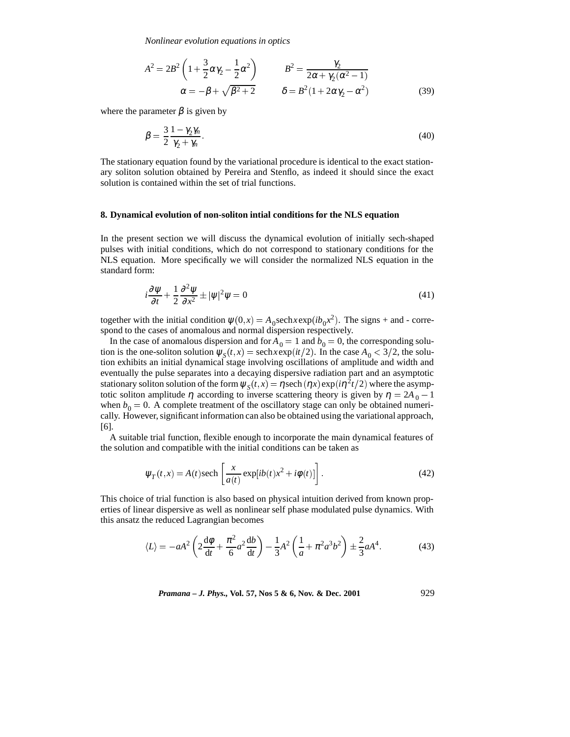$$A^2 = 2B^2\left(1+\frac{3}{2}\alpha\gamma_2 - \frac{1}{2}\alpha^2\right) \qquad B^2 = \frac{\gamma_2}{2\alpha + \gamma_2(\alpha^2-1)}$$

$$\alpha = -\beta + \sqrt{\beta^2+2} \qquad \delta = B^2(1+2\alpha\gamma_2 - \alpha^2) \tag{39}$$

where the parameter $\beta$ is given by

$$\beta = \frac{3}{2}\frac{1-\gamma_2\gamma_n}{\gamma_2+\gamma_n}. \tag{40}$$

The stationary equation found by the variational procedure is identical to the exact stationary soliton solution obtained by Pereira and Stenflo, as indeed it should since the exact solution is contained within the set of trial functions.

### 8. Dynamical evolution of non-soliton intial conditions for the NLS equation

In the present section we will discuss the dynamical evolution of initially sech-shaped pulses with initial conditions, which do not correspond to stationary conditions for the NLS equation. More specifically we will consider the normalized NLS equation in the standard form:

$$i\frac{\partial\psi}{\partial t} + \frac{1}{2}\frac{\partial^2\psi}{\partial x^2} \pm |\psi|^2\psi = 0 \tag{41}$$

together with the initial condition $\psi(0,x) = A_0 \mathrm{sech}\, x \exp(ib_0x^2)$. The signs + and - correspond to the cases of anomalous and normal dispersion respectively.

In the case of anomalous dispersion and for $A_0 = 1$ and $b_0 = 0$, the corresponding solution is the one-soliton solution $\psi_S(t,x) = \mathrm{sech}\, x \exp(it/2)$. In the case $A_0 < 3/2$, the solution exhibits an initial dynamical stage involving oscillations of amplitude and width and eventually the pulse separates into a decaying dispersive radiation part and an asymptotic stationary soliton solution of the form $\psi_S(t,x) = \eta\,\mathrm{sech}\,(\eta x)\exp(i\eta^2 t/2)$ where the asymptotic soliton amplitude $\eta$ according to inverse scattering theory is given by $\eta = 2A_0 - 1$ when $b_0 = 0$. A complete treatment of the oscillatory stage can only be obtained numerically. However, significant information can also be obtained using the variational approach, [6].

A suitable trial function, flexible enough to incorporate the main dynamical features of the solution and compatible with the initial conditions can be taken as

$$\psi_T(t,x) = A(t)\mathrm{sech}\left[\frac{x}{a(t)}\exp[ib(t)x^2 + i\phi(t)]\right]. \tag{42}$$

This choice of trial function is also based on physical intuition derived from known properties of linear dispersive as well as nonlinear self phase modulated pulse dynamics. With this ansatz the reduced Lagrangian becomes

$$\langle L\rangle = -aA^2\left(2\frac{\mathrm{d}\phi}{\mathrm{d}t} + \frac{\pi^2}{6}a^2\frac{\mathrm{d}b}{\mathrm{d}t}\right) - \frac{1}{3}A^2\left(\frac{1}{a} + \pi^2 a^3 b^2\right) \pm \frac{2}{3}aA^4. \tag{43}$$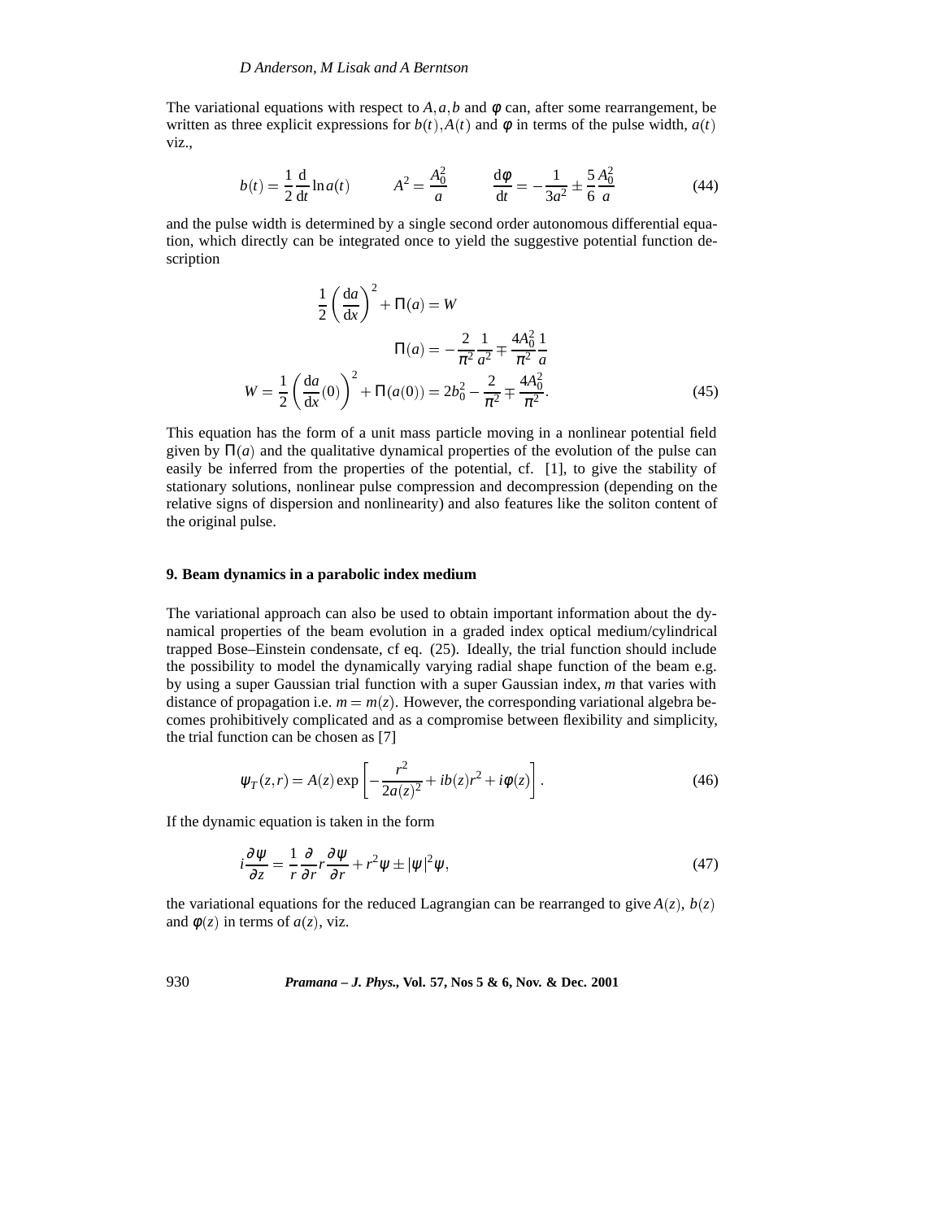The variational equations with respect to $A, a, b$ and $\phi$ can, after some rearrangement, be written as three explicit expressions for $b(t), A(t)$ and $\phi$ in terms of the pulse width, $a(t)$ viz.,

$$b(t) = \frac{1}{2}\frac{\mathrm{d}}{\mathrm{d}t}\ln a(t) \qquad A^2 = \frac{A_0^2}{a} \qquad \frac{\mathrm{d}\phi}{\mathrm{d}t} = -\frac{1}{3a^2} \pm \frac{5}{6}\frac{A_0^2}{a} \tag{44}$$

and the pulse width is determined by a single second order autonomous differential equation, which directly can be integrated once to yield the suggestive potential function description

$$\frac{1}{2}\left(\frac{\mathrm{d}a}{\mathrm{d}x}\right)^2 + \Pi(a) = W$$

$$\Pi(a) = -\frac{2}{\pi^2}\frac{1}{a^2} \mp \frac{4A_0^2}{\pi^2}\frac{1}{a}$$

$$W = \frac{1}{2}\left(\frac{\mathrm{d}a}{\mathrm{d}x}(0)\right)^2 + \Pi(a(0)) = 2b_0^2 - \frac{2}{\pi^2} \mp \frac{4A_0^2}{\pi^2}. \tag{45}$$

This equation has the form of a unit mass particle moving in a nonlinear potential field given by $\Pi(a)$ and the qualitative dynamical properties of the evolution of the pulse can easily be inferred from the properties of the potential, cf. [1], to give the stability of stationary solutions, nonlinear pulse compression and decompression (depending on the relative signs of dispersion and nonlinearity) and also features like the soliton content of the original pulse.

## 9. Beam dynamics in a parabolic index medium

The variational approach can also be used to obtain important information about the dynamical properties of the beam evolution in a graded index optical medium/cylindrical trapped Bose–Einstein condensate, cf eq. (25). Ideally, the trial function should include the possibility to model the dynamically varying radial shape function of the beam e.g. by using a super Gaussian trial function with a super Gaussian index, $m$ that varies with distance of propagation i.e. $m = m(z)$. However, the corresponding variational algebra becomes prohibitively complicated and as a compromise between flexibility and simplicity, the trial function can be chosen as [7]

$$\psi_T(z,r) = A(z)\exp\left[-\frac{r^2}{2a(z)^2} + ib(z)r^2 + i\phi(z)\right]. \tag{46}$$

If the dynamic equation is taken in the form

$$i\frac{\partial\psi}{\partial z} = \frac{1}{r}\frac{\partial}{\partial r}r\frac{\partial\psi}{\partial r} + r^2\psi \pm |\psi|^2\psi, \tag{47}$$

the variational equations for the reduced Lagrangian can be rearranged to give $A(z)$, $b(z)$ and $\phi(z)$ in terms of $a(z)$, viz.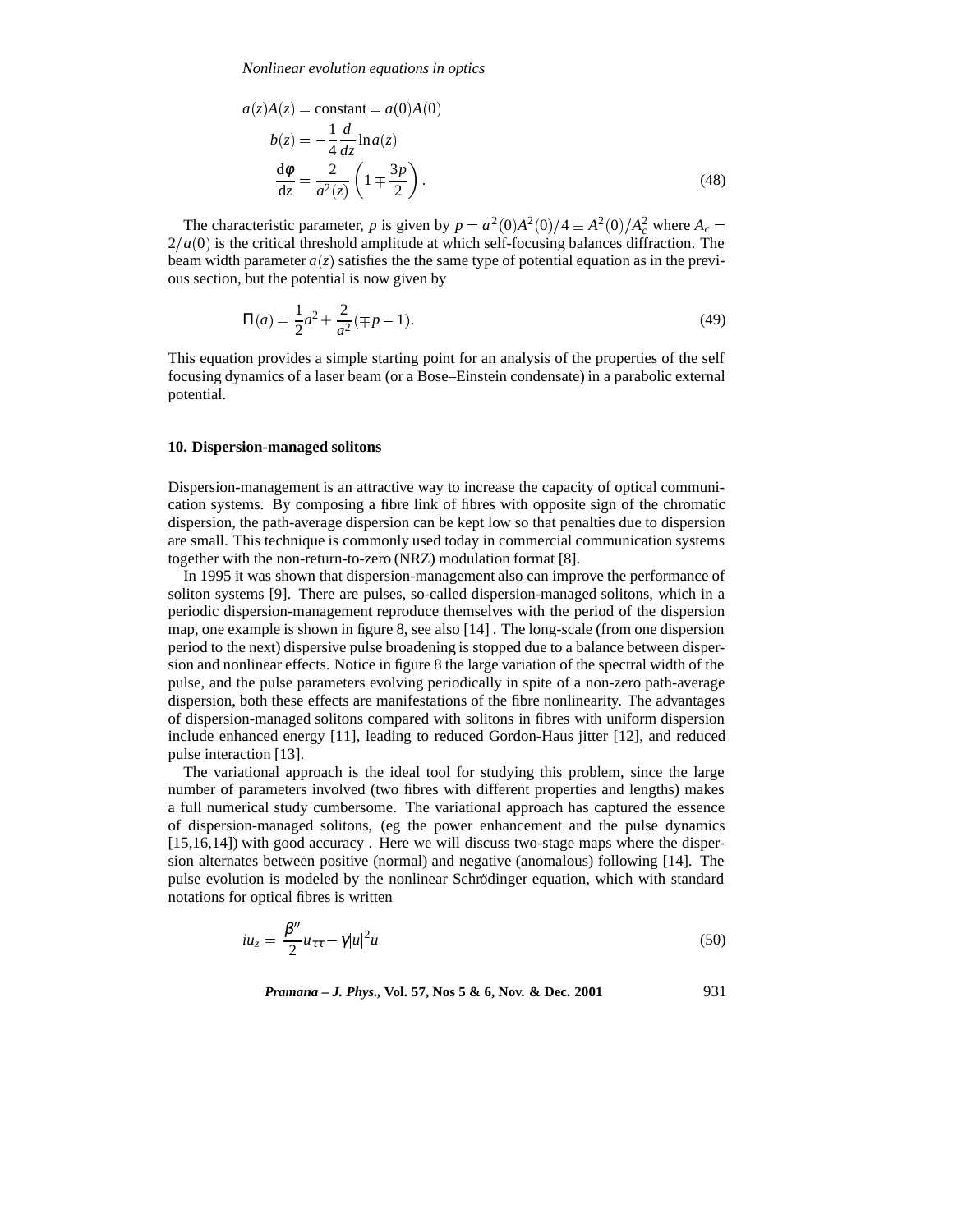$$
\begin{aligned}
a(z)A(z) &= \text{constant} = a(0)A(0) \\
b(z) &= -\frac{1}{4}\frac{d}{dz}\ln a(z) \\
\frac{\mathrm{d}\phi}{\mathrm{d}z} &= \frac{2}{a^2(z)}\left(1 \mp \frac{3p}{2}\right).
\end{aligned}
\tag{48}
$$

The characteristic parameter, $p$ is given by $p = a^2(0)A^2(0)/4 \equiv A^2(0)/A_c^2$ where $A_c = 2/a(0)$ is the critical threshold amplitude at which self-focusing balances diffraction. The beam width parameter $a(z)$ satisfies the the same type of potential equation as in the previous section, but the potential is now given by

$$
\Pi(a) = \frac{1}{2}a^2 + \frac{2}{a^2}(\mp p - 1).
\tag{49}
$$

This equation provides a simple starting point for an analysis of the properties of the self focusing dynamics of a laser beam (or a Bose–Einstein condensate) in a parabolic external potential.

### 10. Dispersion-managed solitons

Dispersion-management is an attractive way to increase the capacity of optical communication systems. By composing a fibre link of fibres with opposite sign of the chromatic dispersion, the path-average dispersion can be kept low so that penalties due to dispersion are small. This technique is commonly used today in commercial communication systems together with the non-return-to-zero (NRZ) modulation format [8].

In 1995 it was shown that dispersion-management also can improve the performance of soliton systems [9]. There are pulses, so-called dispersion-managed solitons, which in a periodic dispersion-management reproduce themselves with the period of the dispersion map, one example is shown in figure 8, see also [14] . The long-scale (from one dispersion period to the next) dispersive pulse broadening is stopped due to a balance between dispersion and nonlinear effects. Notice in figure 8 the large variation of the spectral width of the pulse, and the pulse parameters evolving periodically in spite of a non-zero path-average dispersion, both these effects are manifestations of the fibre nonlinearity. The advantages of dispersion-managed solitons compared with solitons in fibres with uniform dispersion include enhanced energy [11], leading to reduced Gordon-Haus jitter [12], and reduced pulse interaction [13].

The variational approach is the ideal tool for studying this problem, since the large number of parameters involved (two fibres with different properties and lengths) makes a full numerical study cumbersome. The variational approach has captured the essence of dispersion-managed solitons, (eg the power enhancement and the pulse dynamics [15,16,14]) with good accuracy . Here we will discuss two-stage maps where the dispersion alternates between positive (normal) and negative (anomalous) following [14]. The pulse evolution is modeled by the nonlinear Schrödinger equation, which with standard notations for optical fibres is written

$$
iu_z = \frac{\beta''}{2}u_{\tau\tau} - \gamma|u|^2 u
\tag{50}
$$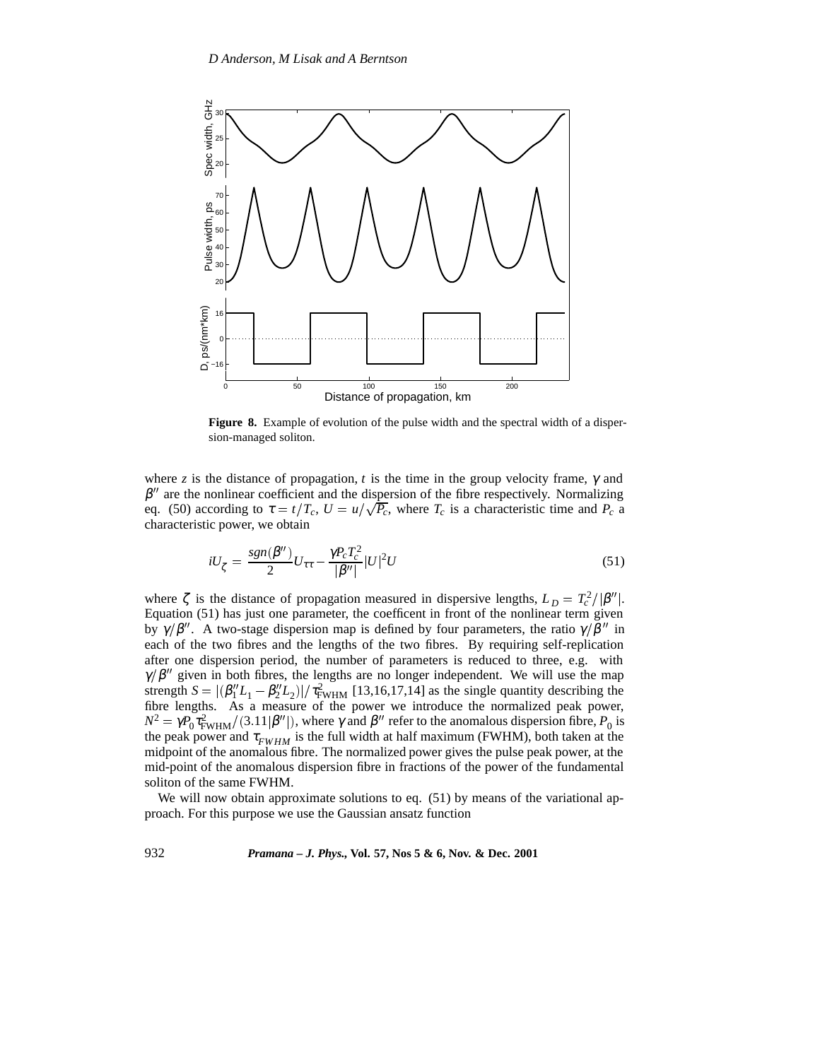**Figure 8.** Example of evolution of the pulse width and the spectral width of a dispersion-managed soliton.

where $z$ is the distance of propagation, $t$ is the time in the group velocity frame, $\gamma$ and $\beta''$ are the nonlinear coefficient and the dispersion of the fibre respectively. Normalizing eq. (50) according to $\tau = t/T_c$, $U = u/\sqrt{P_c}$, where $T_c$ is a characteristic time and $P_c$ a characteristic power, we obtain

$$iU_\zeta = \frac{sgn(\beta'')}{2} U_{\tau\tau} - \frac{\gamma P_c T_c^2}{|\beta''|} |U|^2 U \tag{51}$$

where $\zeta$ is the distance of propagation measured in dispersive lengths, $L_D = T_c^2/|\beta''|$. Equation (51) has just one parameter, the coefficent in front of the nonlinear term given by $\gamma/\beta''$. A two-stage dispersion map is defined by four parameters, the ratio $\gamma/\beta''$ in each of the two fibres and the lengths of the two fibres. By requiring self-replication after one dispersion period, the number of parameters is reduced to three, e.g. with $\gamma/\beta''$ given in both fibres, the lengths are no longer independent. We will use the map strength $S = |(\beta_1'' L_1 - \beta_2'' L_2)|/\tau_{\mathrm{FWHM}}^2$ [13,16,17,14] as the single quantity describing the fibre lengths. As a measure of the power we introduce the normalized peak power, $N^2 = \gamma P_0 \tau_{\mathrm{FWHM}}^2/(3.11|\beta''|)$, where $\gamma$ and $\beta''$ refer to the anomalous dispersion fibre, $P_0$ is the peak power and $\tau_{FWHM}$ is the full width at half maximum (FWHM), both taken at the midpoint of the anomalous fibre. The normalized power gives the pulse peak power, at the mid-point of the anomalous dispersion fibre in fractions of the power of the fundamental soliton of the same FWHM.

We will now obtain approximate solutions to eq. (51) by means of the variational approach. For this purpose we use the Gaussian ansatz function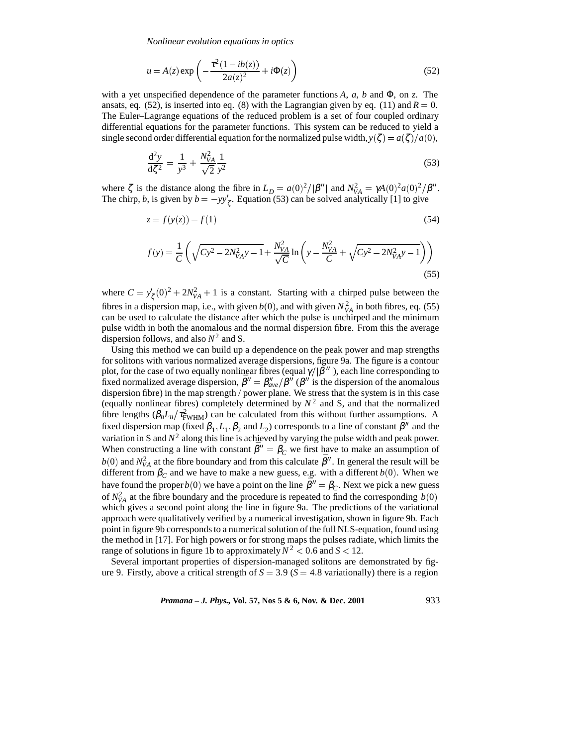$$u = A(z)\exp\left(-\frac{\tau^2(1-ib(z))}{2a(z)^2} + i\Phi(z)\right) \tag{52}$$

with a yet unspecified dependence of the parameter functions $A$, $a$, $b$ and $\Phi$, on $z$. The ansats, eq. (52), is inserted into eq. (8) with the Lagrangian given by eq. (11) and $R = 0$. The Euler–Lagrange equations of the reduced problem is a set of four coupled ordinary differential equations for the parameter functions. This system can be reduced to yield a single second order differential equation for the normalized pulse width, $y(\zeta) = a(\zeta)/a(0)$,

$$\frac{\mathrm{d}^2 y}{\mathrm{d}\zeta^2} = \frac{1}{y^3} + \frac{N_{VA}^2}{\sqrt{2}}\frac{1}{y^2} \tag{53}$$

where $\zeta$ is the distance along the fibre in $L_D = a(0)^2/|\beta''|$ and $N_{VA}^2 = \gamma A(0)^2 a(0)^2/\beta''$. The chirp, $b$, is given by $b = -yy'_\zeta$. Equation (53) can be solved analytically [1] to give

$$z = f(y(z)) - f(1) \tag{54}$$

$$f(y) = \frac{1}{C}\left(\sqrt{Cy^2 - 2N_{VA}^2 y - 1} + \frac{N_{VA}^2}{\sqrt{C}}\ln\left(y - \frac{N_{VA}^2}{C} + \sqrt{Cy^2 - 2N_{VA}^2 y - 1}\right)\right) \tag{55}$$

where $C = y'_\zeta(0)^2 + 2N_{VA}^2 + 1$ is a constant. Starting with a chirped pulse between the fibres in a dispersion map, i.e., with given $b(0)$, and with given $N_{VA}^2$ in both fibres, eq. (55) can be used to calculate the distance after which the pulse is unchirped and the minimum pulse width in both the anomalous and the normal dispersion fibre. From this the average dispersion follows, and also $N^2$ and S.

Using this method we can build up a dependence on the peak power and map strengths for solitons with various normalized average dispersions, figure 9a. The figure is a contour plot, for the case of two equally nonlinear fibres (equal $\gamma/|\beta''|$), each line corresponding to fixed normalized average dispersion, $\bar{\beta}'' = \beta''_{ave}/\beta''$ ($\beta''$ is the dispersion of the anomalous dispersion fibre) in the map strength / power plane. We stress that the system is in this case (equally nonlinear fibres) completely determined by $N^2$ and S, and that the normalized fibre lengths ($\beta_n L_n/\tau^2_{\mathrm{FWHM}}$) can be calculated from this without further assumptions. A fixed dispersion map (fixed $\beta_1, L_1, \beta_2$ and $L_2$) corresponds to a line of constant $\bar{\beta}''$ and the variation in S and $N^2$ along this line is achieved by varying the pulse width and peak power. When constructing a line with constant $\bar{\beta}'' = \beta_C$ we first have to make an assumption of $b(0)$ and $N_{VA}^2$ at the fibre boundary and from this calculate $\bar{\beta}''$. In general the result will be different from $\beta_C$ and we have to make a new guess, e.g. with a different $b(0)$. When we have found the proper $b(0)$ we have a point on the line $\bar{\beta}'' = \beta_C$. Next we pick a new guess of $N_{VA}^2$ at the fibre boundary and the procedure is repeated to find the corresponding $b(0)$ which gives a second point along the line in figure 9a. The predictions of the variational approach were qualitatively verified by a numerical investigation, shown in figure 9b. Each point in figure 9b corresponds to a numerical solution of the full NLS-equation, found using the method in [17]. For high powers or for strong maps the pulses radiate, which limits the range of solutions in figure 1b to approximately $N^2 < 0.6$ and $S < 12$.

Several important properties of dispersion-managed solitons are demonstrated by figure 9. Firstly, above a critical strength of $S = 3.9$ ($S = 4.8$ variationally) there is a region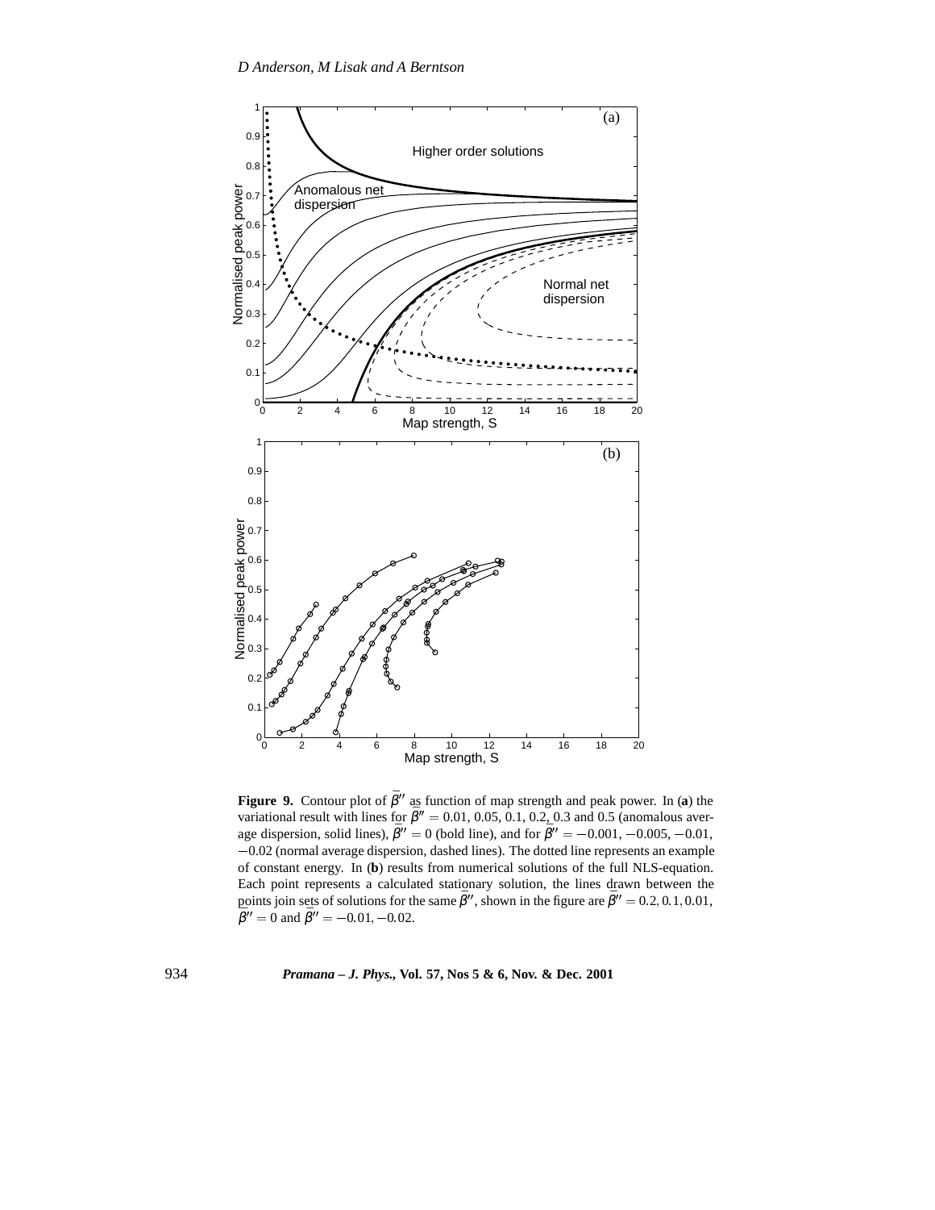**Figure 9.** Contour plot of $\bar{\beta}''$ as function of map strength and peak power. In (**a**) the variational result with lines for $\bar{\beta}'' = 0.01, 0.05, 0.1, 0.2, 0.3$ and $0.5$ (anomalous average dispersion, solid lines), $\bar{\beta}'' = 0$ (bold line), and for $\bar{\beta}'' = -0.001, -0.005, -0.01, -0.02$ (normal average dispersion, dashed lines). The dotted line represents an example of constant energy. In (**b**) results from numerical solutions of the full NLS-equation. Each point represents a calculated stationary solution, the lines drawn between the points join sets of solutions for the same $\bar{\beta}''$, shown in the figure are $\bar{\beta}'' = 0.2, 0.1, 0.01$, $\bar{\beta}'' = 0$ and $\bar{\beta}'' = -0.01, -0.02$.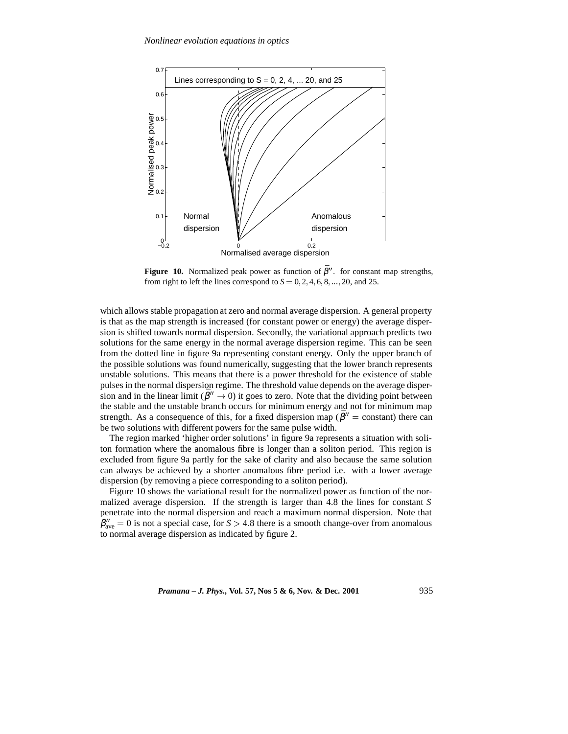**Figure 10.** Normalized peak power as function of $\bar{\beta}''$. for constant map strengths, from right to left the lines correspond to $S = 0, 2, 4, 6, 8, ..., 20$, and 25.

which allows stable propagation at zero and normal average dispersion. A general property is that as the map strength is increased (for constant power or energy) the average dispersion is shifted towards normal dispersion. Secondly, the variational approach predicts two solutions for the same energy in the normal average dispersion regime. This can be seen from the dotted line in figure 9a representing constant energy. Only the upper branch of the possible solutions was found numerically, suggesting that the lower branch represents unstable solutions. This means that there is a power threshold for the existence of stable pulses in the normal dispersion regime. The threshold value depends on the average dispersion and in the linear limit ($\bar{\beta}'' \to 0$) it goes to zero. Note that the dividing point between the stable and the unstable branch occurs for minimum energy and not for minimum map strength. As a consequence of this, for a fixed dispersion map ($\bar{\beta}'' =$ constant) there can be two solutions with different powers for the same pulse width.

The region marked 'higher order solutions' in figure 9a represents a situation with soliton formation where the anomalous fibre is longer than a soliton period. This region is excluded from figure 9a partly for the sake of clarity and also because the same solution can always be achieved by a shorter anomalous fibre period i.e. with a lower average dispersion (by removing a piece corresponding to a soliton period).

Figure 10 shows the variational result for the normalized power as function of the normalized average dispersion. If the strength is larger than 4.8 the lines for constant $S$ penetrate into the normal dispersion and reach a maximum normal dispersion. Note that $\beta''_{\text{ave}} = 0$ is not a special case, for $S > 4.8$ there is a smooth change-over from anomalous to normal average dispersion as indicated by figure 2.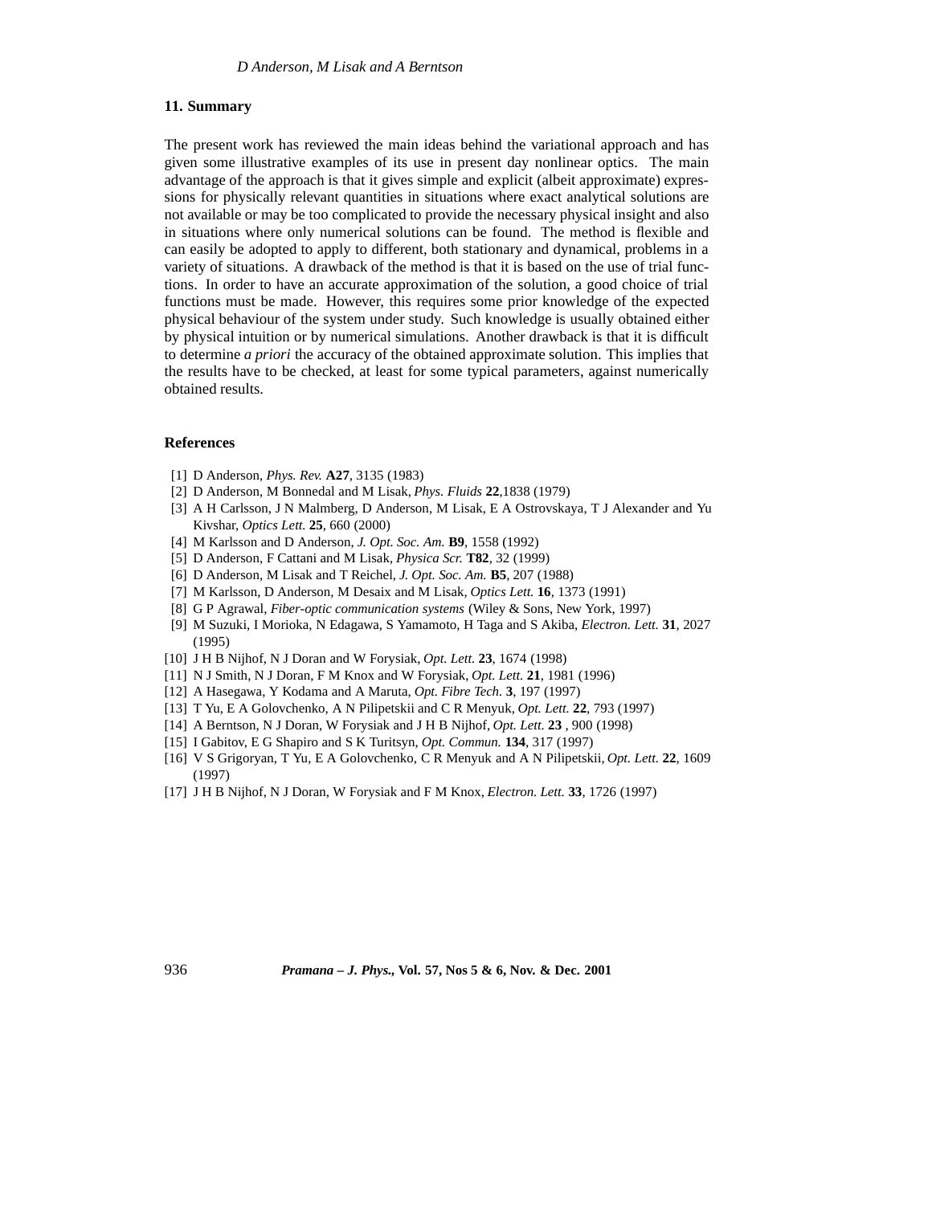## 11. Summary

The present work has reviewed the main ideas behind the variational approach and has given some illustrative examples of its use in present day nonlinear optics. The main advantage of the approach is that it gives simple and explicit (albeit approximate) expressions for physically relevant quantities in situations where exact analytical solutions are not available or may be too complicated to provide the necessary physical insight and also in situations where only numerical solutions can be found. The method is flexible and can easily be adopted to apply to different, both stationary and dynamical, problems in a variety of situations. A drawback of the method is that it is based on the use of trial functions. In order to have an accurate approximation of the solution, a good choice of trial functions must be made. However, this requires some prior knowledge of the expected physical behaviour of the system under study. Such knowledge is usually obtained either by physical intuition or by numerical simulations. Another drawback is that it is difficult to determine *a priori* the accuracy of the obtained approximate solution. This implies that the results have to be checked, at least for some typical parameters, against numerically obtained results.

## References

[1] D Anderson, *Phys. Rev.* **A27**, 3135 (1983)
[2] D Anderson, M Bonnedal and M Lisak, *Phys. Fluids* **22**,1838 (1979)
[3] A H Carlsson, J N Malmberg, D Anderson, M Lisak, E A Ostrovskaya, T J Alexander and Yu Kivshar, *Optics Lett.* **25**, 660 (2000)
[4] M Karlsson and D Anderson, *J. Opt. Soc. Am.* **B9**, 1558 (1992)
[5] D Anderson, F Cattani and M Lisak, *Physica Scr.* **T82**, 32 (1999)
[6] D Anderson, M Lisak and T Reichel, *J. Opt. Soc. Am.* **B5**, 207 (1988)
[7] M Karlsson, D Anderson, M Desaix and M Lisak, *Optics Lett.* **16**, 1373 (1991)
[8] G P Agrawal, *Fiber-optic communication systems* (Wiley & Sons, New York, 1997)
[9] M Suzuki, I Morioka, N Edagawa, S Yamamoto, H Taga and S Akiba, *Electron. Lett.* **31**, 2027 (1995)
[10] J H B Nijhof, N J Doran and W Forysiak, *Opt. Lett.* **23**, 1674 (1998)
[11] N J Smith, N J Doran, F M Knox and W Forysiak, *Opt. Lett.* **21**, 1981 (1996)
[12] A Hasegawa, Y Kodama and A Maruta, *Opt. Fibre Tech.* **3**, 197 (1997)
[13] T Yu, E A Golovchenko, A N Pilipetskii and C R Menyuk, *Opt. Lett.* **22**, 793 (1997)
[14] A Berntson, N J Doran, W Forysiak and J H B Nijhof, *Opt. Lett.* **23** , 900 (1998)
[15] I Gabitov, E G Shapiro and S K Turitsyn, *Opt. Commun.* **134**, 317 (1997)
[16] V S Grigoryan, T Yu, E A Golovchenko, C R Menyuk and A N Pilipetskii, *Opt. Lett.* **22**, 1609 (1997)
[17] J H B Nijhof, N J Doran, W Forysiak and F M Knox, *Electron. Lett.* **33**, 1726 (1997)